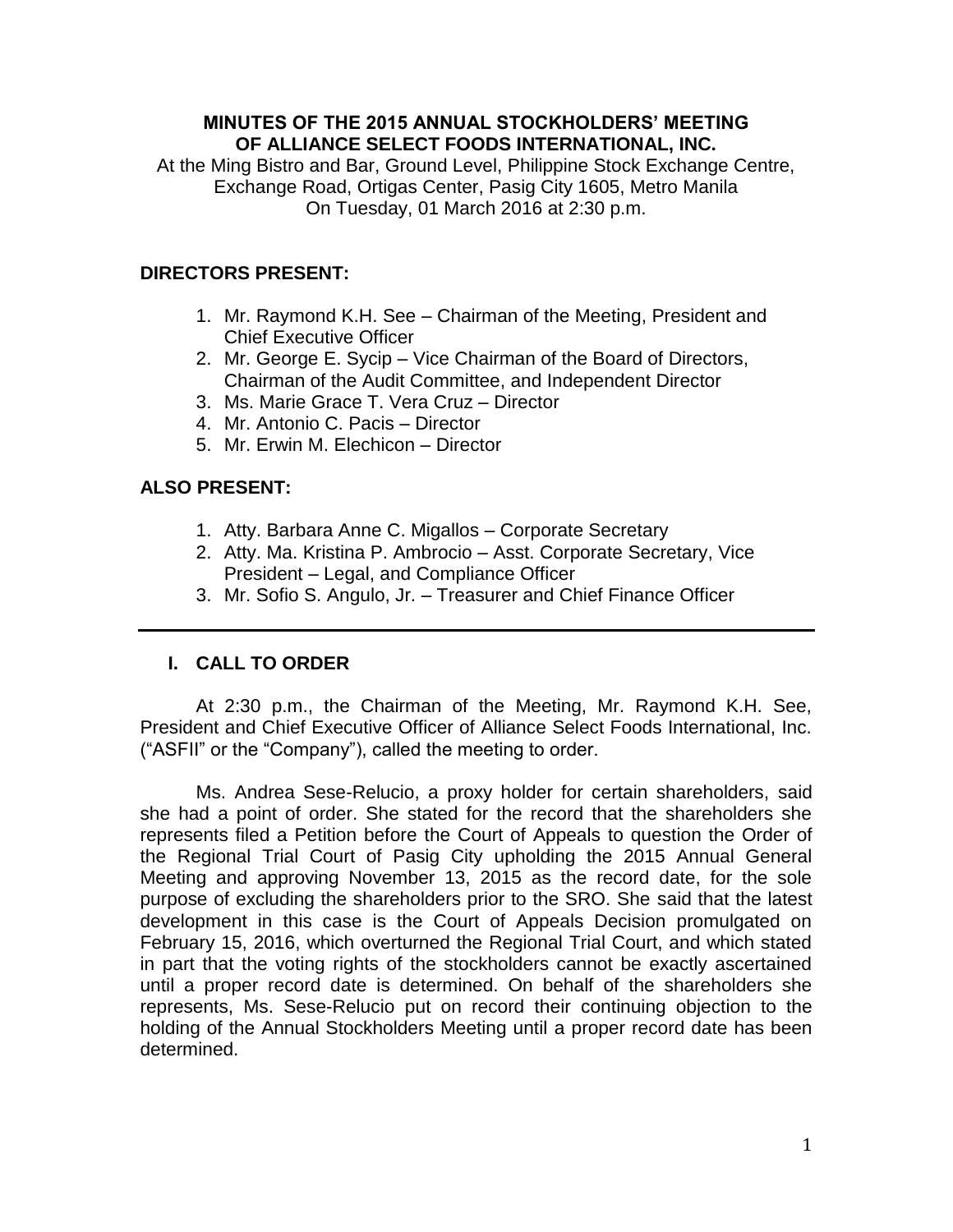**MINUTES OF THE 2015 ANNUAL STOCKHOLDERS' MEETING OF ALLIANCE SELECT FOODS INTERNATIONAL, INC.**

At the Ming Bistro and Bar, Ground Level, Philippine Stock Exchange Centre, Exchange Road, Ortigas Center, Pasig City 1605, Metro Manila
On Tuesday, 01 March 2016 at 2:30 p.m.

**DIRECTORS PRESENT:**

1. Mr. Raymond K.H. See – Chairman of the Meeting, President and Chief Executive Officer
2. Mr. George E. Sycip – Vice Chairman of the Board of Directors, Chairman of the Audit Committee, and Independent Director
3. Ms. Marie Grace T. Vera Cruz – Director
4. Mr. Antonio C. Pacis – Director
5. Mr. Erwin M. Elechicon – Director

**ALSO PRESENT:**

1. Atty. Barbara Anne C. Migallos – Corporate Secretary
2. Atty. Ma. Kristina P. Ambrocio – Asst. Corporate Secretary, Vice President – Legal, and Compliance Officer
3. Mr. Sofio S. Angulo, Jr. – Treasurer and Chief Finance Officer

---

## I. CALL TO ORDER

At 2:30 p.m., the Chairman of the Meeting, Mr. Raymond K.H. See, President and Chief Executive Officer of Alliance Select Foods International, Inc. ("ASFII" or the "Company"), called the meeting to order.

Ms. Andrea Sese-Relucio, a proxy holder for certain shareholders, said she had a point of order. She stated for the record that the shareholders she represents filed a Petition before the Court of Appeals to question the Order of the Regional Trial Court of Pasig City upholding the 2015 Annual General Meeting and approving November 13, 2015 as the record date, for the sole purpose of excluding the shareholders prior to the SRO. She said that the latest development in this case is the Court of Appeals Decision promulgated on February 15, 2016, which overturned the Regional Trial Court, and which stated in part that the voting rights of the stockholders cannot be exactly ascertained until a proper record date is determined. On behalf of the shareholders she represents, Ms. Sese-Relucio put on record their continuing objection to the holding of the Annual Stockholders Meeting until a proper record date has been determined.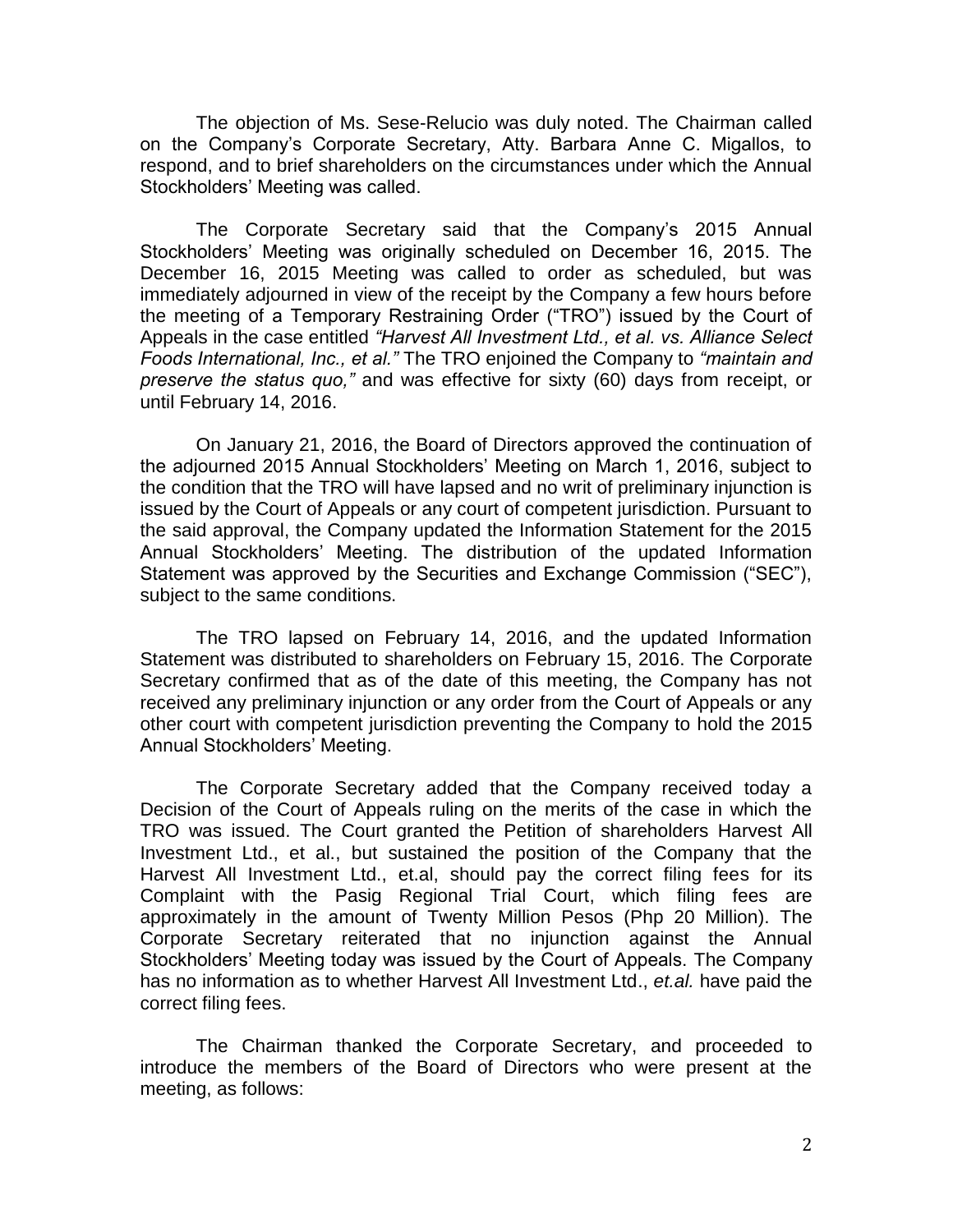The objection of Ms. Sese-Relucio was duly noted. The Chairman called on the Company's Corporate Secretary, Atty. Barbara Anne C. Migallos, to respond, and to brief shareholders on the circumstances under which the Annual Stockholders' Meeting was called.

The Corporate Secretary said that the Company's 2015 Annual Stockholders' Meeting was originally scheduled on December 16, 2015. The December 16, 2015 Meeting was called to order as scheduled, but was immediately adjourned in view of the receipt by the Company a few hours before the meeting of a Temporary Restraining Order ("TRO") issued by the Court of Appeals in the case entitled *"Harvest All Investment Ltd., et al. vs. Alliance Select Foods International, Inc., et al."* The TRO enjoined the Company to *"maintain and preserve the status quo,"* and was effective for sixty (60) days from receipt, or until February 14, 2016.

On January 21, 2016, the Board of Directors approved the continuation of the adjourned 2015 Annual Stockholders' Meeting on March 1, 2016, subject to the condition that the TRO will have lapsed and no writ of preliminary injunction is issued by the Court of Appeals or any court of competent jurisdiction. Pursuant to the said approval, the Company updated the Information Statement for the 2015 Annual Stockholders' Meeting. The distribution of the updated Information Statement was approved by the Securities and Exchange Commission ("SEC"), subject to the same conditions.

The TRO lapsed on February 14, 2016, and the updated Information Statement was distributed to shareholders on February 15, 2016. The Corporate Secretary confirmed that as of the date of this meeting, the Company has not received any preliminary injunction or any order from the Court of Appeals or any other court with competent jurisdiction preventing the Company to hold the 2015 Annual Stockholders' Meeting.

The Corporate Secretary added that the Company received today a Decision of the Court of Appeals ruling on the merits of the case in which the TRO was issued. The Court granted the Petition of shareholders Harvest All Investment Ltd., et al., but sustained the position of the Company that the Harvest All Investment Ltd., et.al, should pay the correct filing fees for its Complaint with the Pasig Regional Trial Court, which filing fees are approximately in the amount of Twenty Million Pesos (Php 20 Million). The Corporate Secretary reiterated that no injunction against the Annual Stockholders' Meeting today was issued by the Court of Appeals. The Company has no information as to whether Harvest All Investment Ltd., *et.al.* have paid the correct filing fees.

The Chairman thanked the Corporate Secretary, and proceeded to introduce the members of the Board of Directors who were present at the meeting, as follows: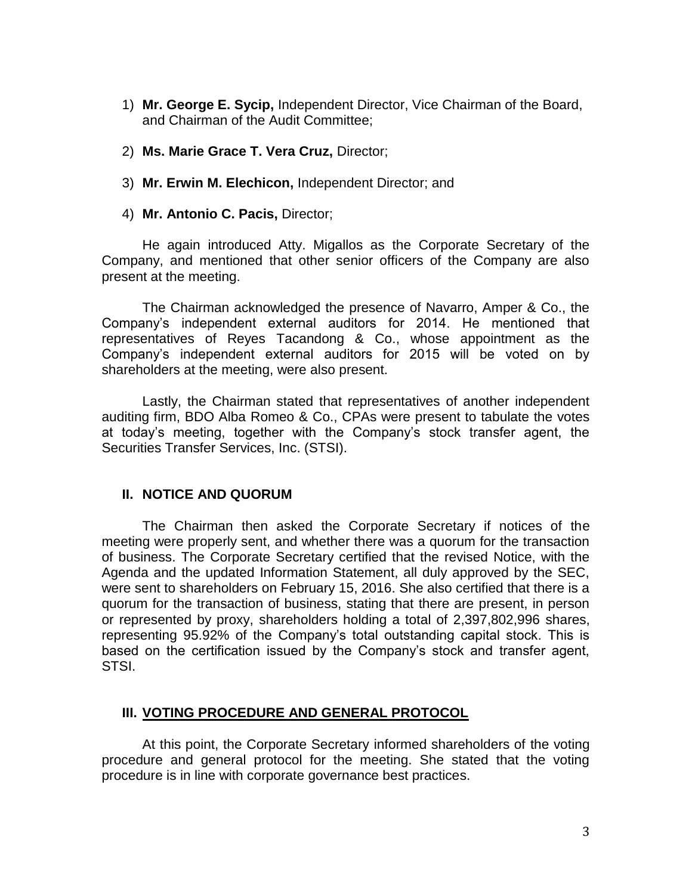1) **Mr. George E. Sycip,** Independent Director, Vice Chairman of the Board, and Chairman of the Audit Committee;

2) **Ms. Marie Grace T. Vera Cruz,** Director;

3) **Mr. Erwin M. Elechicon,** Independent Director; and

4) **Mr. Antonio C. Pacis,** Director;

He again introduced Atty. Migallos as the Corporate Secretary of the Company, and mentioned that other senior officers of the Company are also present at the meeting.

The Chairman acknowledged the presence of Navarro, Amper & Co., the Company's independent external auditors for 2014. He mentioned that representatives of Reyes Tacandong & Co., whose appointment as the Company's independent external auditors for 2015 will be voted on by shareholders at the meeting, were also present.

Lastly, the Chairman stated that representatives of another independent auditing firm, BDO Alba Romeo & Co., CPAs were present to tabulate the votes at today's meeting, together with the Company's stock transfer agent, the Securities Transfer Services, Inc. (STSI).

## II. NOTICE AND QUORUM

The Chairman then asked the Corporate Secretary if notices of the meeting were properly sent, and whether there was a quorum for the transaction of business. The Corporate Secretary certified that the revised Notice, with the Agenda and the updated Information Statement, all duly approved by the SEC, were sent to shareholders on February 15, 2016. She also certified that there is a quorum for the transaction of business, stating that there are present, in person or represented by proxy, shareholders holding a total of 2,397,802,996 shares, representing 95.92% of the Company's total outstanding capital stock. This is based on the certification issued by the Company's stock and transfer agent, STSI.

## III. VOTING PROCEDURE AND GENERAL PROTOCOL

At this point, the Corporate Secretary informed shareholders of the voting procedure and general protocol for the meeting. She stated that the voting procedure is in line with corporate governance best practices.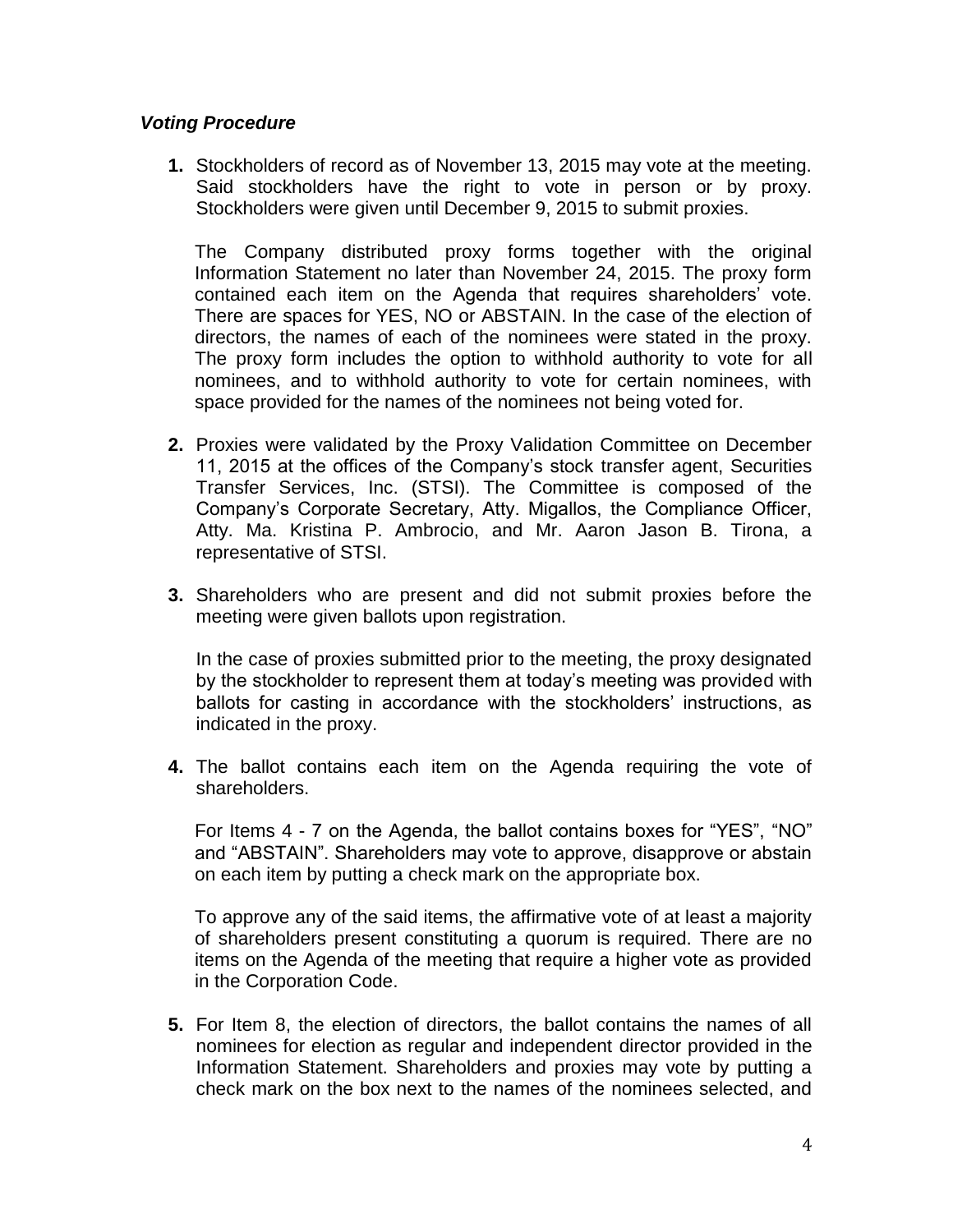***Voting Procedure***

1. Stockholders of record as of November 13, 2015 may vote at the meeting. Said stockholders have the right to vote in person or by proxy. Stockholders were given until December 9, 2015 to submit proxies.

   The Company distributed proxy forms together with the original Information Statement no later than November 24, 2015. The proxy form contained each item on the Agenda that requires shareholders' vote. There are spaces for YES, NO or ABSTAIN. In the case of the election of directors, the names of each of the nominees were stated in the proxy. The proxy form includes the option to withhold authority to vote for all nominees, and to withhold authority to vote for certain nominees, with space provided for the names of the nominees not being voted for.

2. Proxies were validated by the Proxy Validation Committee on December 11, 2015 at the offices of the Company's stock transfer agent, Securities Transfer Services, Inc. (STSI). The Committee is composed of the Company's Corporate Secretary, Atty. Migallos, the Compliance Officer, Atty. Ma. Kristina P. Ambrocio, and Mr. Aaron Jason B. Tirona, a representative of STSI.

3. Shareholders who are present and did not submit proxies before the meeting were given ballots upon registration.

   In the case of proxies submitted prior to the meeting, the proxy designated by the stockholder to represent them at today's meeting was provided with ballots for casting in accordance with the stockholders' instructions, as indicated in the proxy.

4. The ballot contains each item on the Agenda requiring the vote of shareholders.

   For Items 4 - 7 on the Agenda, the ballot contains boxes for "YES", "NO" and "ABSTAIN". Shareholders may vote to approve, disapprove or abstain on each item by putting a check mark on the appropriate box.

   To approve any of the said items, the affirmative vote of at least a majority of shareholders present constituting a quorum is required. There are no items on the Agenda of the meeting that require a higher vote as provided in the Corporation Code.

5. For Item 8, the election of directors, the ballot contains the names of all nominees for election as regular and independent director provided in the Information Statement. Shareholders and proxies may vote by putting a check mark on the box next to the names of the nominees selected, and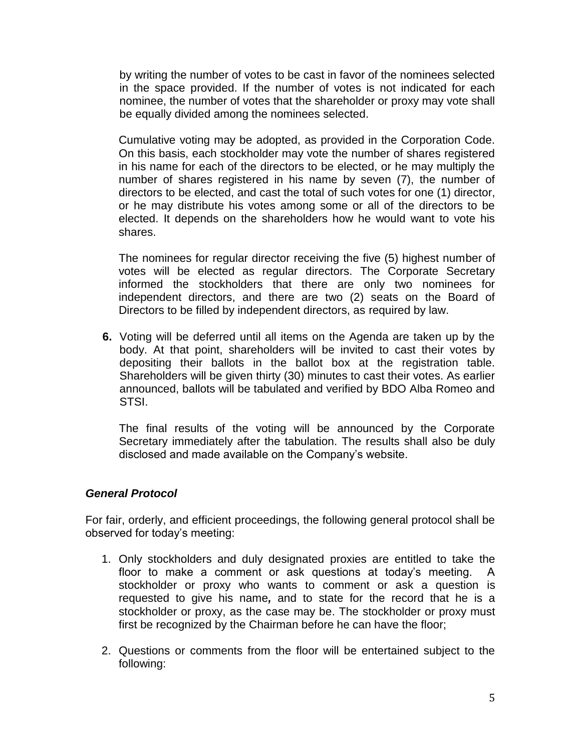by writing the number of votes to be cast in favor of the nominees selected in the space provided. If the number of votes is not indicated for each nominee, the number of votes that the shareholder or proxy may vote shall be equally divided among the nominees selected.

Cumulative voting may be adopted, as provided in the Corporation Code. On this basis, each stockholder may vote the number of shares registered in his name for each of the directors to be elected, or he may multiply the number of shares registered in his name by seven (7), the number of directors to be elected, and cast the total of such votes for one (1) director, or he may distribute his votes among some or all of the directors to be elected. It depends on the shareholders how he would want to vote his shares.

The nominees for regular director receiving the five (5) highest number of votes will be elected as regular directors. The Corporate Secretary informed the stockholders that there are only two nominees for independent directors, and there are two (2) seats on the Board of Directors to be filled by independent directors, as required by law.

**6.** Voting will be deferred until all items on the Agenda are taken up by the body. At that point, shareholders will be invited to cast their votes by depositing their ballots in the ballot box at the registration table. Shareholders will be given thirty (30) minutes to cast their votes. As earlier announced, ballots will be tabulated and verified by BDO Alba Romeo and STSI.

The final results of the voting will be announced by the Corporate Secretary immediately after the tabulation. The results shall also be duly disclosed and made available on the Company's website.

***General Protocol***

For fair, orderly, and efficient proceedings, the following general protocol shall be observed for today's meeting:

1. Only stockholders and duly designated proxies are entitled to take the floor to make a comment or ask questions at today's meeting. A stockholder or proxy who wants to comment or ask a question is requested to give his name**,** and to state for the record that he is a stockholder or proxy, as the case may be. The stockholder or proxy must first be recognized by the Chairman before he can have the floor;

2. Questions or comments from the floor will be entertained subject to the following: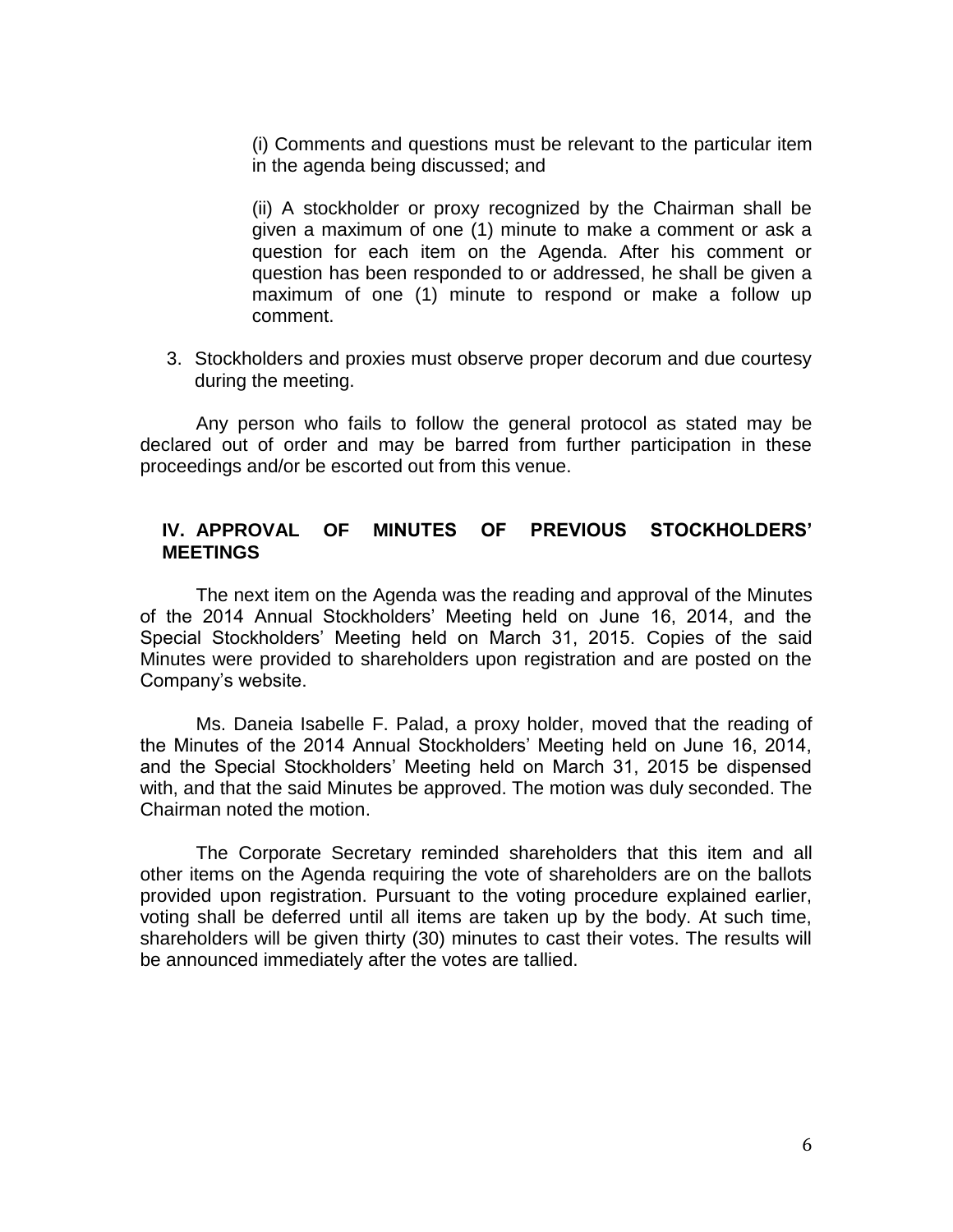(i) Comments and questions must be relevant to the particular item in the agenda being discussed; and

(ii) A stockholder or proxy recognized by the Chairman shall be given a maximum of one (1) minute to make a comment or ask a question for each item on the Agenda. After his comment or question has been responded to or addressed, he shall be given a maximum of one (1) minute to respond or make a follow up comment.

3. Stockholders and proxies must observe proper decorum and due courtesy during the meeting.

Any person who fails to follow the general protocol as stated may be declared out of order and may be barred from further participation in these proceedings and/or be escorted out from this venue.

## IV. APPROVAL OF MINUTES OF PREVIOUS STOCKHOLDERS' MEETINGS

The next item on the Agenda was the reading and approval of the Minutes of the 2014 Annual Stockholders' Meeting held on June 16, 2014, and the Special Stockholders' Meeting held on March 31, 2015. Copies of the said Minutes were provided to shareholders upon registration and are posted on the Company's website.

Ms. Daneia Isabelle F. Palad, a proxy holder, moved that the reading of the Minutes of the 2014 Annual Stockholders' Meeting held on June 16, 2014, and the Special Stockholders' Meeting held on March 31, 2015 be dispensed with, and that the said Minutes be approved. The motion was duly seconded. The Chairman noted the motion.

The Corporate Secretary reminded shareholders that this item and all other items on the Agenda requiring the vote of shareholders are on the ballots provided upon registration. Pursuant to the voting procedure explained earlier, voting shall be deferred until all items are taken up by the body. At such time, shareholders will be given thirty (30) minutes to cast their votes. The results will be announced immediately after the votes are tallied.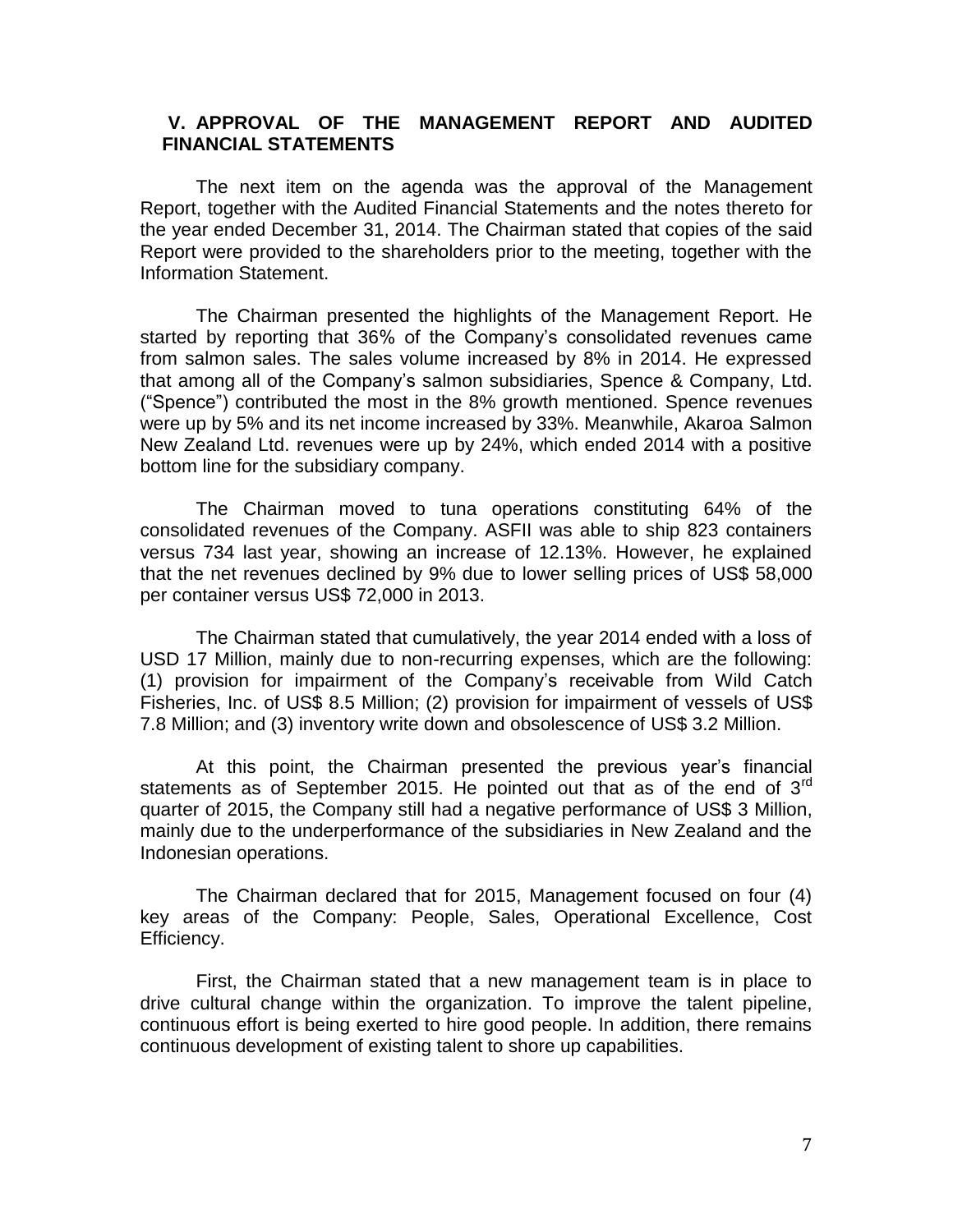## V. APPROVAL OF THE MANAGEMENT REPORT AND AUDITED FINANCIAL STATEMENTS

The next item on the agenda was the approval of the Management Report, together with the Audited Financial Statements and the notes thereto for the year ended December 31, 2014. The Chairman stated that copies of the said Report were provided to the shareholders prior to the meeting, together with the Information Statement.

The Chairman presented the highlights of the Management Report. He started by reporting that 36% of the Company's consolidated revenues came from salmon sales. The sales volume increased by 8% in 2014. He expressed that among all of the Company's salmon subsidiaries, Spence & Company, Ltd. ("Spence") contributed the most in the 8% growth mentioned. Spence revenues were up by 5% and its net income increased by 33%. Meanwhile, Akaroa Salmon New Zealand Ltd. revenues were up by 24%, which ended 2014 with a positive bottom line for the subsidiary company.

The Chairman moved to tuna operations constituting 64% of the consolidated revenues of the Company. ASFII was able to ship 823 containers versus 734 last year, showing an increase of 12.13%. However, he explained that the net revenues declined by 9% due to lower selling prices of US$ 58,000 per container versus US$ 72,000 in 2013.

The Chairman stated that cumulatively, the year 2014 ended with a loss of USD 17 Million, mainly due to non-recurring expenses, which are the following: (1) provision for impairment of the Company's receivable from Wild Catch Fisheries, Inc. of US$ 8.5 Million; (2) provision for impairment of vessels of US$ 7.8 Million; and (3) inventory write down and obsolescence of US$ 3.2 Million.

At this point, the Chairman presented the previous year's financial statements as of September 2015. He pointed out that as of the end of 3rd quarter of 2015, the Company still had a negative performance of US$ 3 Million, mainly due to the underperformance of the subsidiaries in New Zealand and the Indonesian operations.

The Chairman declared that for 2015, Management focused on four (4) key areas of the Company: People, Sales, Operational Excellence, Cost Efficiency.

First, the Chairman stated that a new management team is in place to drive cultural change within the organization. To improve the talent pipeline, continuous effort is being exerted to hire good people. In addition, there remains continuous development of existing talent to shore up capabilities.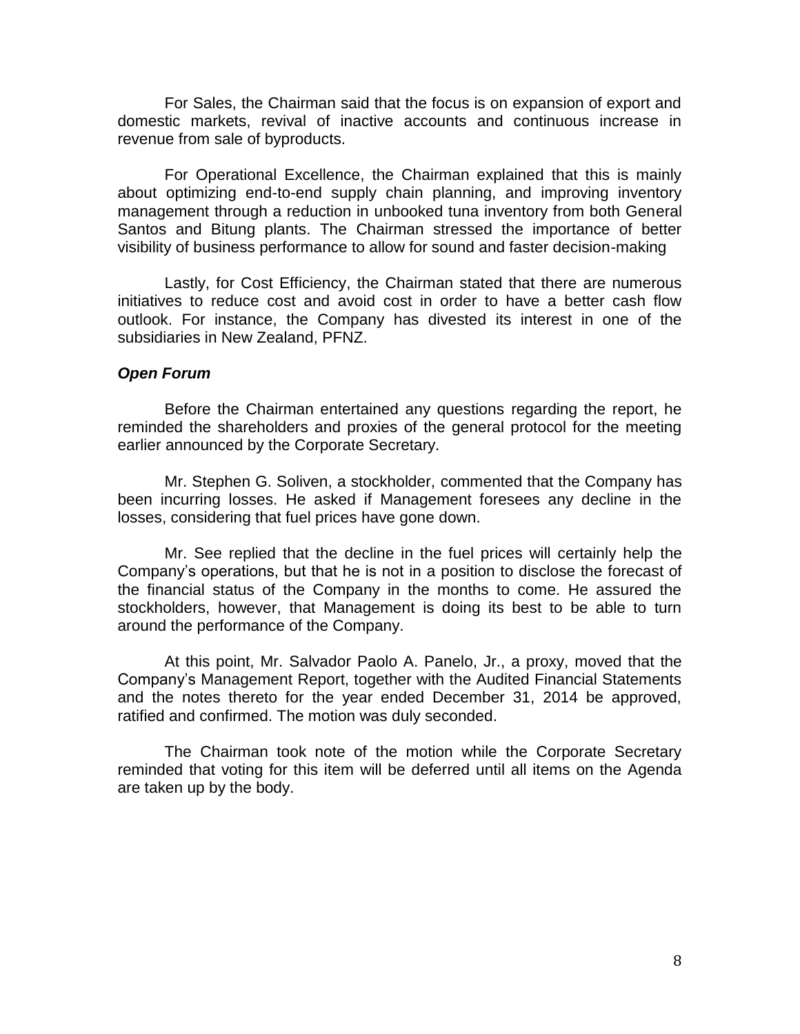For Sales, the Chairman said that the focus is on expansion of export and domestic markets, revival of inactive accounts and continuous increase in revenue from sale of byproducts.

For Operational Excellence, the Chairman explained that this is mainly about optimizing end-to-end supply chain planning, and improving inventory management through a reduction in unbooked tuna inventory from both General Santos and Bitung plants. The Chairman stressed the importance of better visibility of business performance to allow for sound and faster decision-making

Lastly, for Cost Efficiency, the Chairman stated that there are numerous initiatives to reduce cost and avoid cost in order to have a better cash flow outlook. For instance, the Company has divested its interest in one of the subsidiaries in New Zealand, PFNZ.

***Open Forum***

Before the Chairman entertained any questions regarding the report, he reminded the shareholders and proxies of the general protocol for the meeting earlier announced by the Corporate Secretary.

Mr. Stephen G. Soliven, a stockholder, commented that the Company has been incurring losses. He asked if Management foresees any decline in the losses, considering that fuel prices have gone down.

Mr. See replied that the decline in the fuel prices will certainly help the Company's operations, but that he is not in a position to disclose the forecast of the financial status of the Company in the months to come. He assured the stockholders, however, that Management is doing its best to be able to turn around the performance of the Company.

At this point, Mr. Salvador Paolo A. Panelo, Jr., a proxy, moved that the Company's Management Report, together with the Audited Financial Statements and the notes thereto for the year ended December 31, 2014 be approved, ratified and confirmed. The motion was duly seconded.

The Chairman took note of the motion while the Corporate Secretary reminded that voting for this item will be deferred until all items on the Agenda are taken up by the body.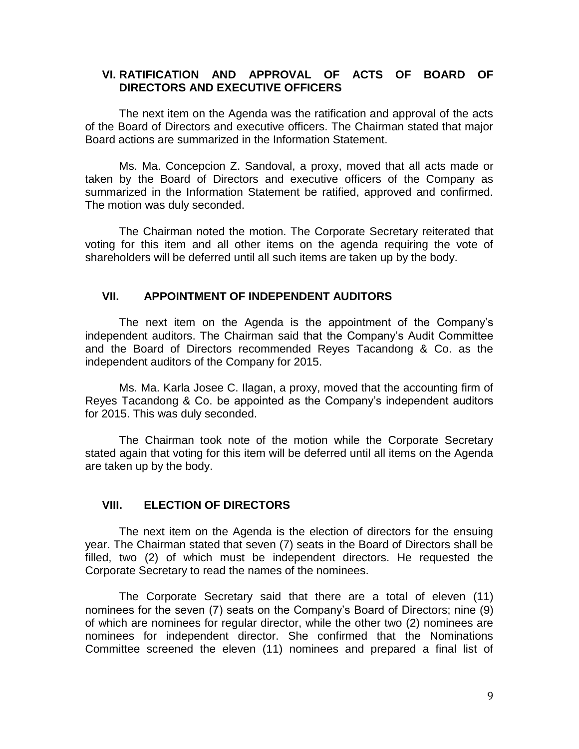## VI. RATIFICATION AND APPROVAL OF ACTS OF BOARD OF DIRECTORS AND EXECUTIVE OFFICERS

The next item on the Agenda was the ratification and approval of the acts of the Board of Directors and executive officers. The Chairman stated that major Board actions are summarized in the Information Statement.

Ms. Ma. Concepcion Z. Sandoval, a proxy, moved that all acts made or taken by the Board of Directors and executive officers of the Company as summarized in the Information Statement be ratified, approved and confirmed. The motion was duly seconded.

The Chairman noted the motion. The Corporate Secretary reiterated that voting for this item and all other items on the agenda requiring the vote of shareholders will be deferred until all such items are taken up by the body.

## VII. APPOINTMENT OF INDEPENDENT AUDITORS

The next item on the Agenda is the appointment of the Company's independent auditors. The Chairman said that the Company's Audit Committee and the Board of Directors recommended Reyes Tacandong & Co. as the independent auditors of the Company for 2015.

Ms. Ma. Karla Josee C. Ilagan, a proxy, moved that the accounting firm of Reyes Tacandong & Co. be appointed as the Company's independent auditors for 2015. This was duly seconded.

The Chairman took note of the motion while the Corporate Secretary stated again that voting for this item will be deferred until all items on the Agenda are taken up by the body.

## VIII. ELECTION OF DIRECTORS

The next item on the Agenda is the election of directors for the ensuing year. The Chairman stated that seven (7) seats in the Board of Directors shall be filled, two (2) of which must be independent directors. He requested the Corporate Secretary to read the names of the nominees.

The Corporate Secretary said that there are a total of eleven (11) nominees for the seven (7) seats on the Company's Board of Directors; nine (9) of which are nominees for regular director, while the other two (2) nominees are nominees for independent director. She confirmed that the Nominations Committee screened the eleven (11) nominees and prepared a final list of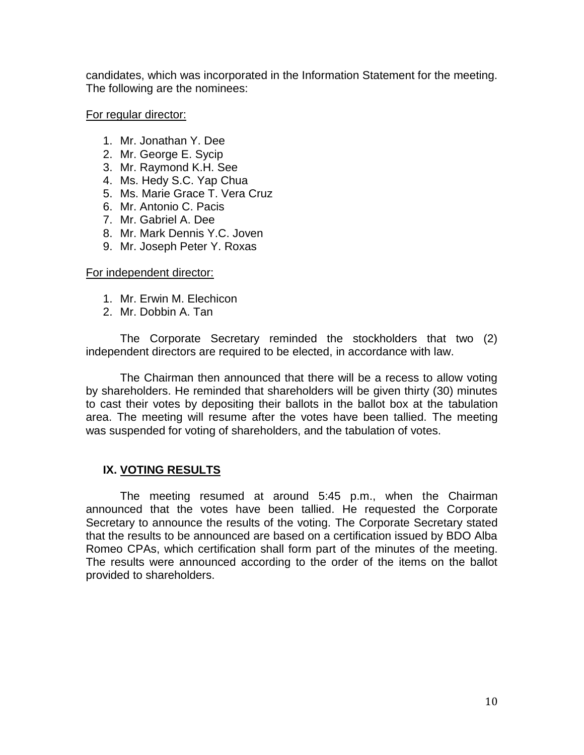candidates, which was incorporated in the Information Statement for the meeting. The following are the nominees:

For regular director:

1. Mr. Jonathan Y. Dee
2. Mr. George E. Sycip
3. Mr. Raymond K.H. See
4. Ms. Hedy S.C. Yap Chua
5. Ms. Marie Grace T. Vera Cruz
6. Mr. Antonio C. Pacis
7. Mr. Gabriel A. Dee
8. Mr. Mark Dennis Y.C. Joven
9. Mr. Joseph Peter Y. Roxas

For independent director:

1. Mr. Erwin M. Elechicon
2. Mr. Dobbin A. Tan

The Corporate Secretary reminded the stockholders that two (2) independent directors are required to be elected, in accordance with law.

The Chairman then announced that there will be a recess to allow voting by shareholders. He reminded that shareholders will be given thirty (30) minutes to cast their votes by depositing their ballots in the ballot box at the tabulation area. The meeting will resume after the votes have been tallied. The meeting was suspended for voting of shareholders, and the tabulation of votes.

## IX. VOTING RESULTS

The meeting resumed at around 5:45 p.m., when the Chairman announced that the votes have been tallied. He requested the Corporate Secretary to announce the results of the voting. The Corporate Secretary stated that the results to be announced are based on a certification issued by BDO Alba Romeo CPAs, which certification shall form part of the minutes of the meeting. The results were announced according to the order of the items on the ballot provided to shareholders.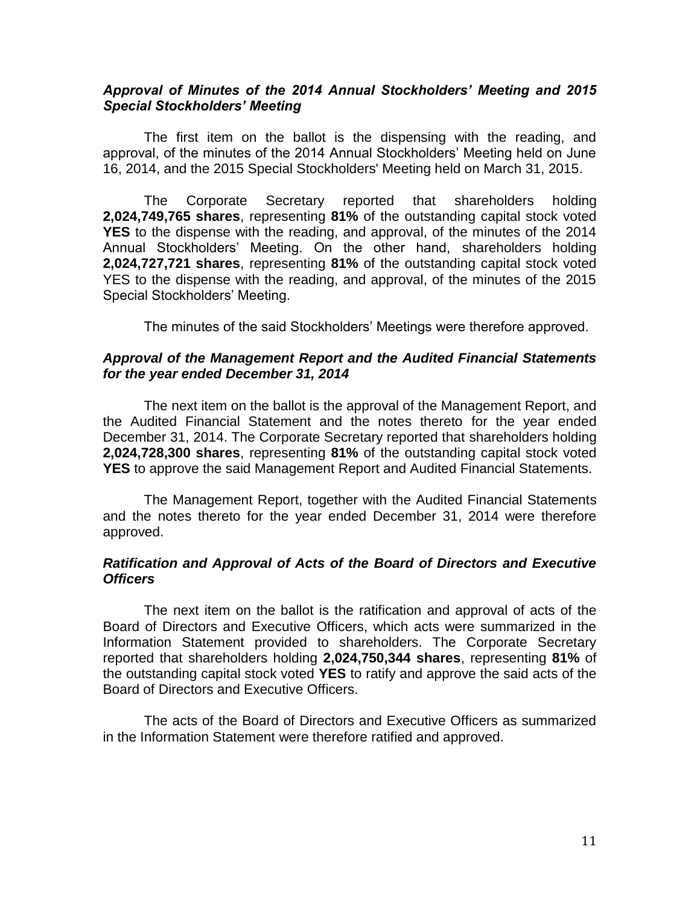***Approval of Minutes of the 2014 Annual Stockholders' Meeting and 2015 Special Stockholders' Meeting***

The first item on the ballot is the dispensing with the reading, and approval, of the minutes of the 2014 Annual Stockholders' Meeting held on June 16, 2014, and the 2015 Special Stockholders' Meeting held on March 31, 2015.

The Corporate Secretary reported that shareholders holding **2,024,749,765 shares**, representing **81%** of the outstanding capital stock voted **YES** to the dispense with the reading, and approval, of the minutes of the 2014 Annual Stockholders' Meeting. On the other hand, shareholders holding **2,024,727,721 shares**, representing **81%** of the outstanding capital stock voted YES to the dispense with the reading, and approval, of the minutes of the 2015 Special Stockholders' Meeting.

The minutes of the said Stockholders' Meetings were therefore approved.

***Approval of the Management Report and the Audited Financial Statements for the year ended December 31, 2014***

The next item on the ballot is the approval of the Management Report, and the Audited Financial Statement and the notes thereto for the year ended December 31, 2014. The Corporate Secretary reported that shareholders holding **2,024,728,300 shares**, representing **81%** of the outstanding capital stock voted **YES** to approve the said Management Report and Audited Financial Statements.

The Management Report, together with the Audited Financial Statements and the notes thereto for the year ended December 31, 2014 were therefore approved.

***Ratification and Approval of Acts of the Board of Directors and Executive Officers***

The next item on the ballot is the ratification and approval of acts of the Board of Directors and Executive Officers, which acts were summarized in the Information Statement provided to shareholders. The Corporate Secretary reported that shareholders holding **2,024,750,344 shares**, representing **81%** of the outstanding capital stock voted **YES** to ratify and approve the said acts of the Board of Directors and Executive Officers.

The acts of the Board of Directors and Executive Officers as summarized in the Information Statement were therefore ratified and approved.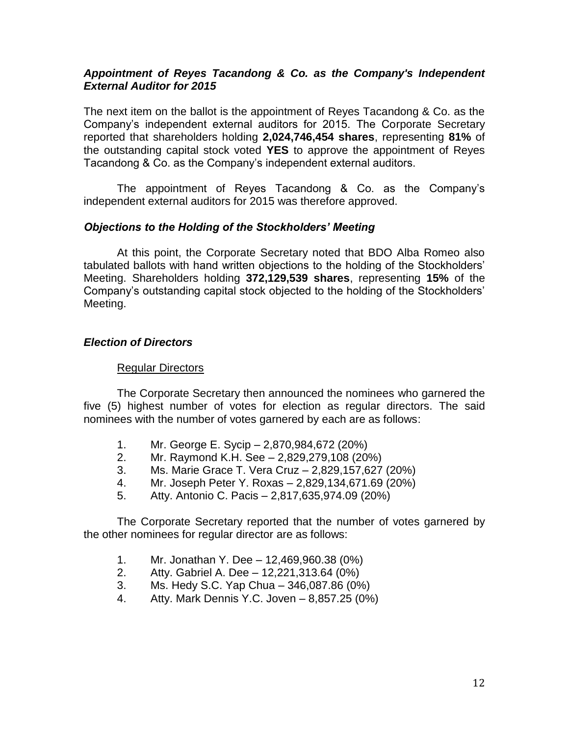***Appointment of Reyes Tacandong & Co. as the Company's Independent External Auditor for 2015***

The next item on the ballot is the appointment of Reyes Tacandong & Co. as the Company's independent external auditors for 2015. The Corporate Secretary reported that shareholders holding **2,024,746,454 shares**, representing **81%** of the outstanding capital stock voted **YES** to approve the appointment of Reyes Tacandong & Co. as the Company's independent external auditors.

The appointment of Reyes Tacandong & Co. as the Company's independent external auditors for 2015 was therefore approved.

***Objections to the Holding of the Stockholders' Meeting***

At this point, the Corporate Secretary noted that BDO Alba Romeo also tabulated ballots with hand written objections to the holding of the Stockholders' Meeting. Shareholders holding **372,129,539 shares**, representing **15%** of the Company's outstanding capital stock objected to the holding of the Stockholders' Meeting.

***Election of Directors***

<u>Regular Directors</u>

The Corporate Secretary then announced the nominees who garnered the five (5) highest number of votes for election as regular directors. The said nominees with the number of votes garnered by each are as follows:

1. Mr. George E. Sycip – 2,870,984,672 (20%)
2. Mr. Raymond K.H. See – 2,829,279,108 (20%)
3. Ms. Marie Grace T. Vera Cruz – 2,829,157,627 (20%)
4. Mr. Joseph Peter Y. Roxas – 2,829,134,671.69 (20%)
5. Atty. Antonio C. Pacis – 2,817,635,974.09 (20%)

The Corporate Secretary reported that the number of votes garnered by the other nominees for regular director are as follows:

1. Mr. Jonathan Y. Dee – 12,469,960.38 (0%)
2. Atty. Gabriel A. Dee – 12,221,313.64 (0%)
3. Ms. Hedy S.C. Yap Chua – 346,087.86 (0%)
4. Atty. Mark Dennis Y.C. Joven – 8,857.25 (0%)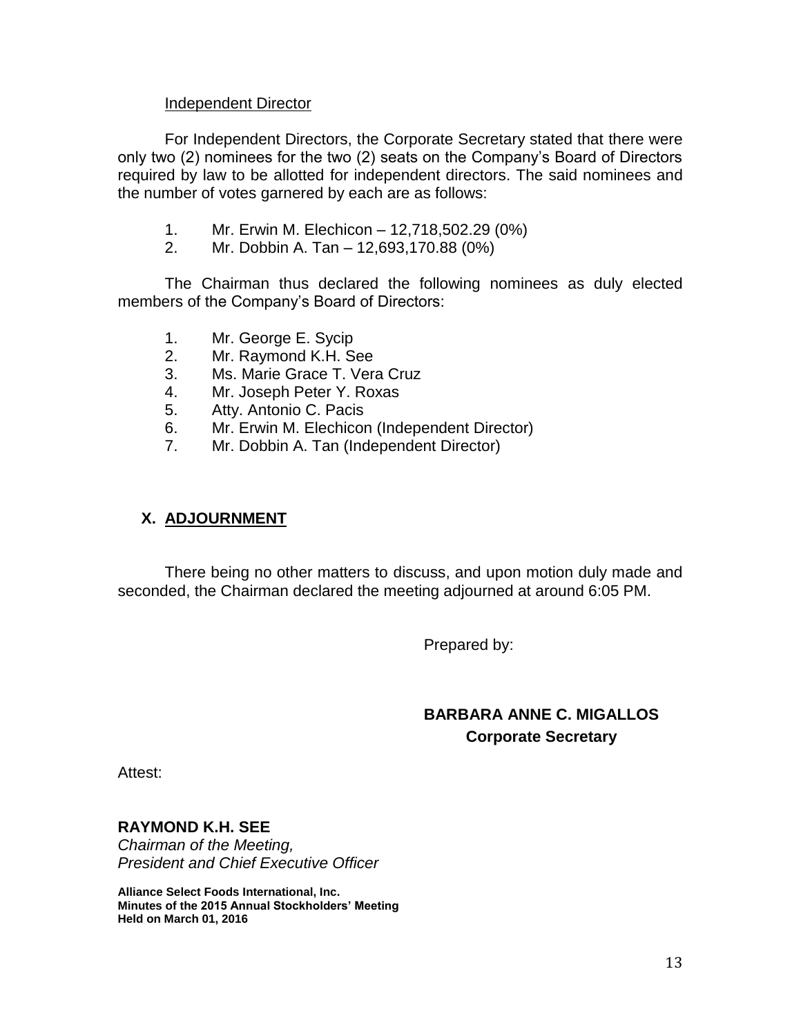Independent Director

For Independent Directors, the Corporate Secretary stated that there were only two (2) nominees for the two (2) seats on the Company's Board of Directors required by law to be allotted for independent directors. The said nominees and the number of votes garnered by each are as follows:

1. Mr. Erwin M. Elechicon – 12,718,502.29 (0%)
2. Mr. Dobbin A. Tan – 12,693,170.88 (0%)

The Chairman thus declared the following nominees as duly elected members of the Company's Board of Directors:

1. Mr. George E. Sycip
2. Mr. Raymond K.H. See
3. Ms. Marie Grace T. Vera Cruz
4. Mr. Joseph Peter Y. Roxas
5. Atty. Antonio C. Pacis
6. Mr. Erwin M. Elechicon (Independent Director)
7. Mr. Dobbin A. Tan (Independent Director)

## X. ADJOURNMENT

There being no other matters to discuss, and upon motion duly made and seconded, the Chairman declared the meeting adjourned at around 6:05 PM.

Prepared by:

**BARBARA ANNE C. MIGALLOS**
**Corporate Secretary**

Attest:

**RAYMOND K.H. SEE**
*Chairman of the Meeting,*
*President and Chief Executive Officer*

**Alliance Select Foods International, Inc.**
**Minutes of the 2015 Annual Stockholders' Meeting**
**Held on March 01, 2016**